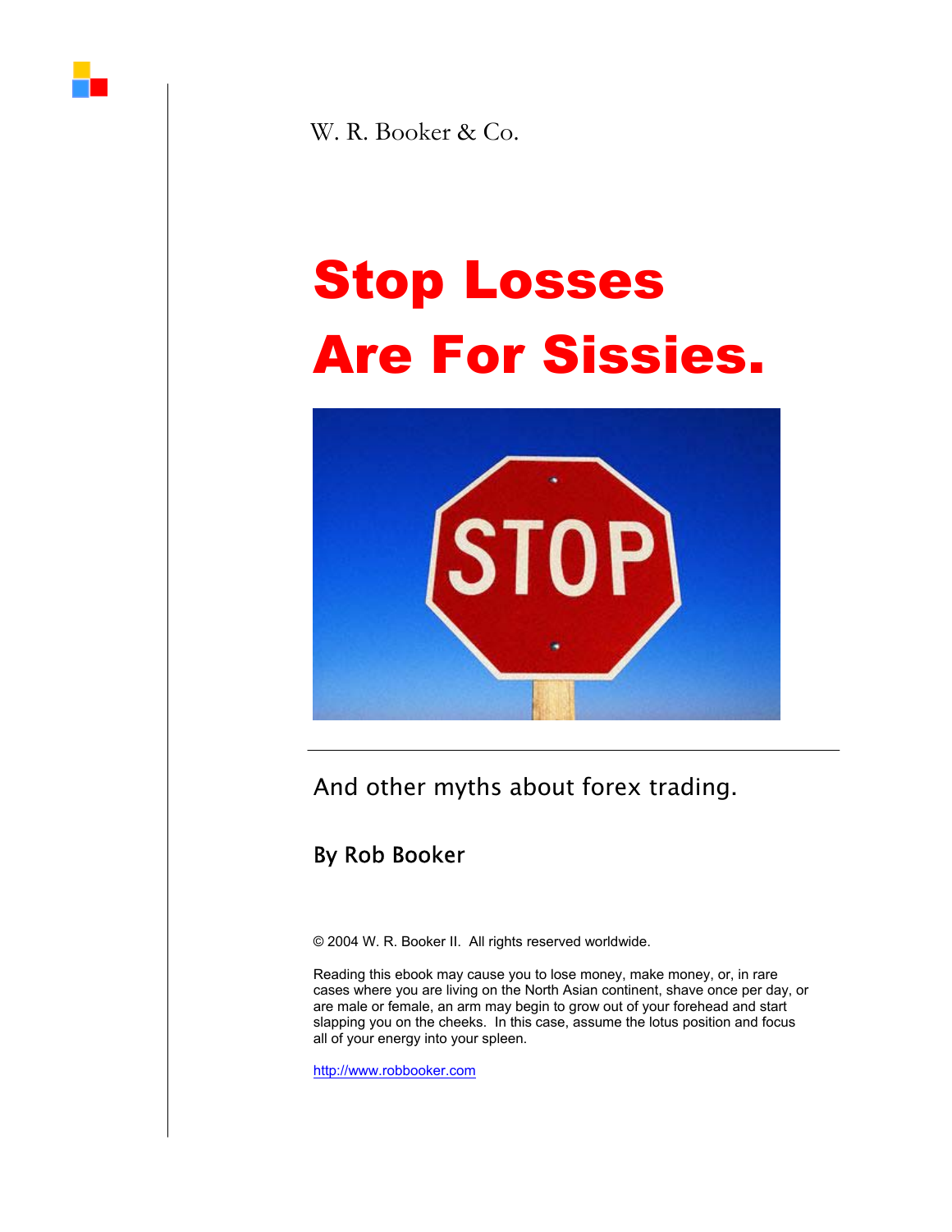W. R. Booker & Co.

# Stop Losses Are For Sissies.

And other myths about forex trading.

### By Rob Booker

© 2004 W. R. Booker II. All rights reserved worldwide.

Reading this ebook may cause you to lose money, make money, or, in rare cases where you are living on the North Asian continent, shave once per day, or are male or female, an arm may begin to grow out of your forehead and start slapping you on the cheeks. In this case, assume the lotus position and focus all of your energy into your spleen.

http://www.robbooker.com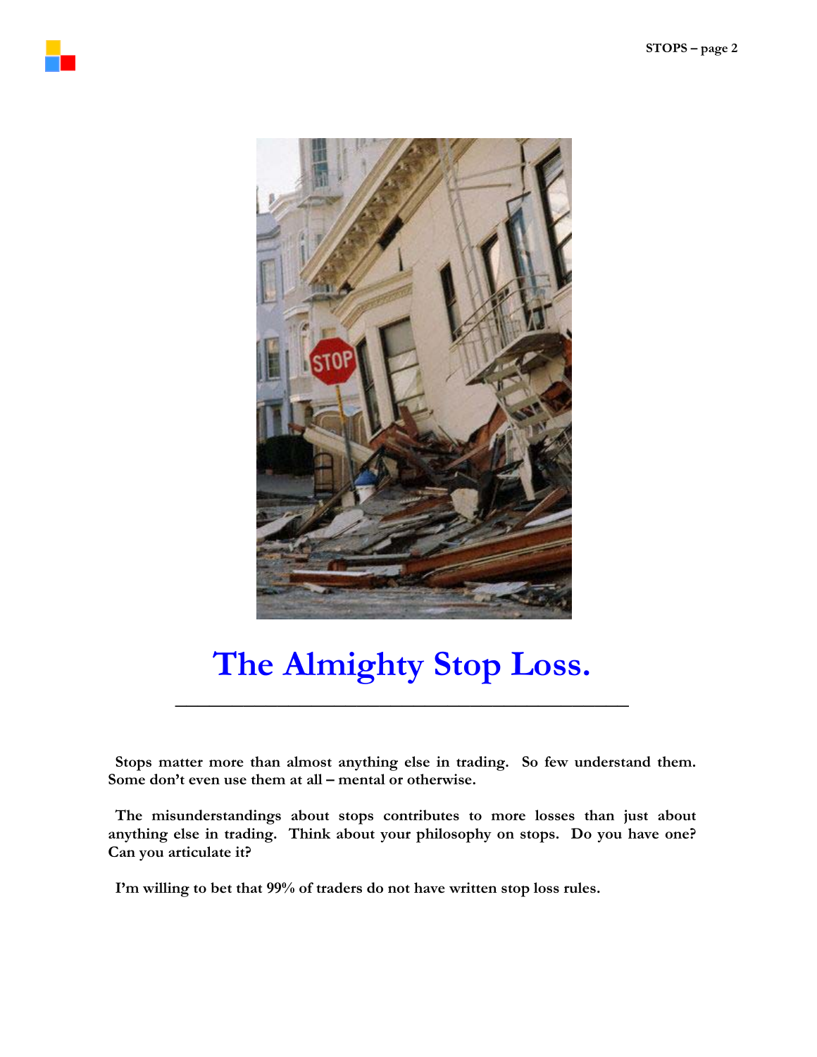# The Almighty Stop Loss.

**Stops matter more than almost anything else in trading. So few understand them. Some don't even use them at all – mental or otherwise.**

**The misunderstandings about stops contributes to more losses than just about anything else in trading. Think about your philosophy on stops. Do you have one? Can you articulate it?**

**I'm willing to bet that 99% of traders do not have written stop loss rules.**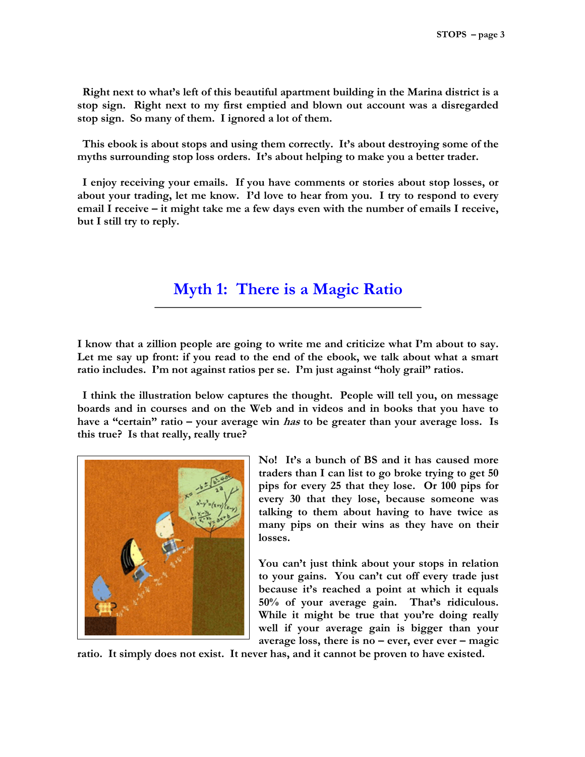Right next to what's left of this beautiful apartment building in the Marina district is a stop sign. Right next to my first emptied and blown out account was a disregarded stop sign. So many of them. I ignored a lot of them.

This ebook is about stops and using them correctly. It's about destroying some of the myths surrounding stop loss orders. It's about helping to make you a better trader.

I enjoy receiving your emails. If you have comments or stories about stop losses, or about your trading, let me know. I'd love to hear from you. I try to respond to every email I receive – it might take me a few days even with the number of emails I receive, but I still try to reply.

# Myth 1: There is a Magic Ratio

I know that a zillion people are going to write me and criticize what I'm about to say. Let me say up front: if you read to the end of the ebook, we talk about what a smart ratio includes. I'm not against ratios per se. I'm just against "holy grail" ratios.

I think the illustration below captures the thought. People will tell you, on message boards and in courses and on the Web and in videos and in books that you have to have a "certain" ratio – your average win *has* to be greater than your average loss. Is this true? Is that really, really true?

No! It's a bunch of BS and it has caused more traders than I can list to go broke trying to get 50 pips for every 25 that they lose. Or 100 pips for every 30 that they lose, because someone was talking to them about having to have twice as many pips on their wins as they have on their losses.

You can't just think about your stops in relation to your gains. You can't cut off every trade just because it's reached a point at which it equals 50% of your average gain. That's ridiculous. While it might be true that you're doing really well if your average gain is bigger than your average loss, there is no – ever, ever ever – magic ratio. It simply does not exist. It never has, and it cannot be proven to have existed.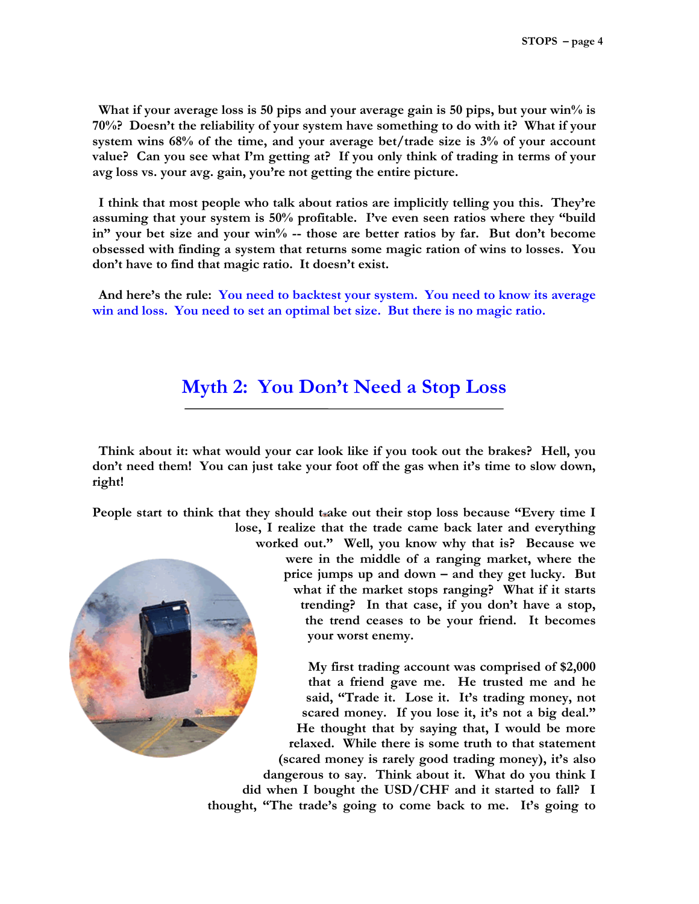**What if your average loss is 50 pips and your average gain is 50 pips, but your win% is 70%? Doesn't the reliability of your system have something to do with it? What if your system wins 68% of the time, and your average bet/trade size is 3% of your account value? Can you see what I'm getting at? If you only think of trading in terms of your avg loss vs. your avg. gain, you're not getting the entire picture.**

**I think that most people who talk about ratios are implicitly telling you this. They're assuming that your system is 50% profitable. I've even seen ratios where they "build in" your bet size and your win% -- those are better ratios by far. But don't become obsessed with finding a system that returns some magic ration of wins to losses. You don't have to find that magic ratio. It doesn't exist.**

**And here's the rule:** You need to backtest your system. You need to know its average win and loss. You need to set an optimal bet size. But there is no magic ratio.

## Myth 2: You Don't Need a Stop Loss

**Think about it: what would your car look like if you took out the brakes? Hell, you don't need them! You can just take your foot off the gas when it's time to slow down, right!**

**People start to think that they should take out their stop loss because "Every time I lose, I realize that the trade came back later and everything worked out." Well, you know why that is? Because we were in the middle of a ranging market, where the price jumps up and down – and they get lucky. But what if the market stops ranging? What if it starts trending? In that case, if you don't have a stop, the trend ceases to be your friend. It becomes your worst enemy.**

**My first trading account was comprised of $2,000 that a friend gave me. He trusted me and he said, "Trade it. Lose it. It's trading money, not scared money. If you lose it, it's not a big deal." He thought that by saying that, I would be more relaxed. While there is some truth to that statement (scared money is rarely good trading money), it's also dangerous to say. Think about it. What do you think I did when I bought the USD/CHF and it started to fall? I thought, "The trade's going to come back to me. It's going to**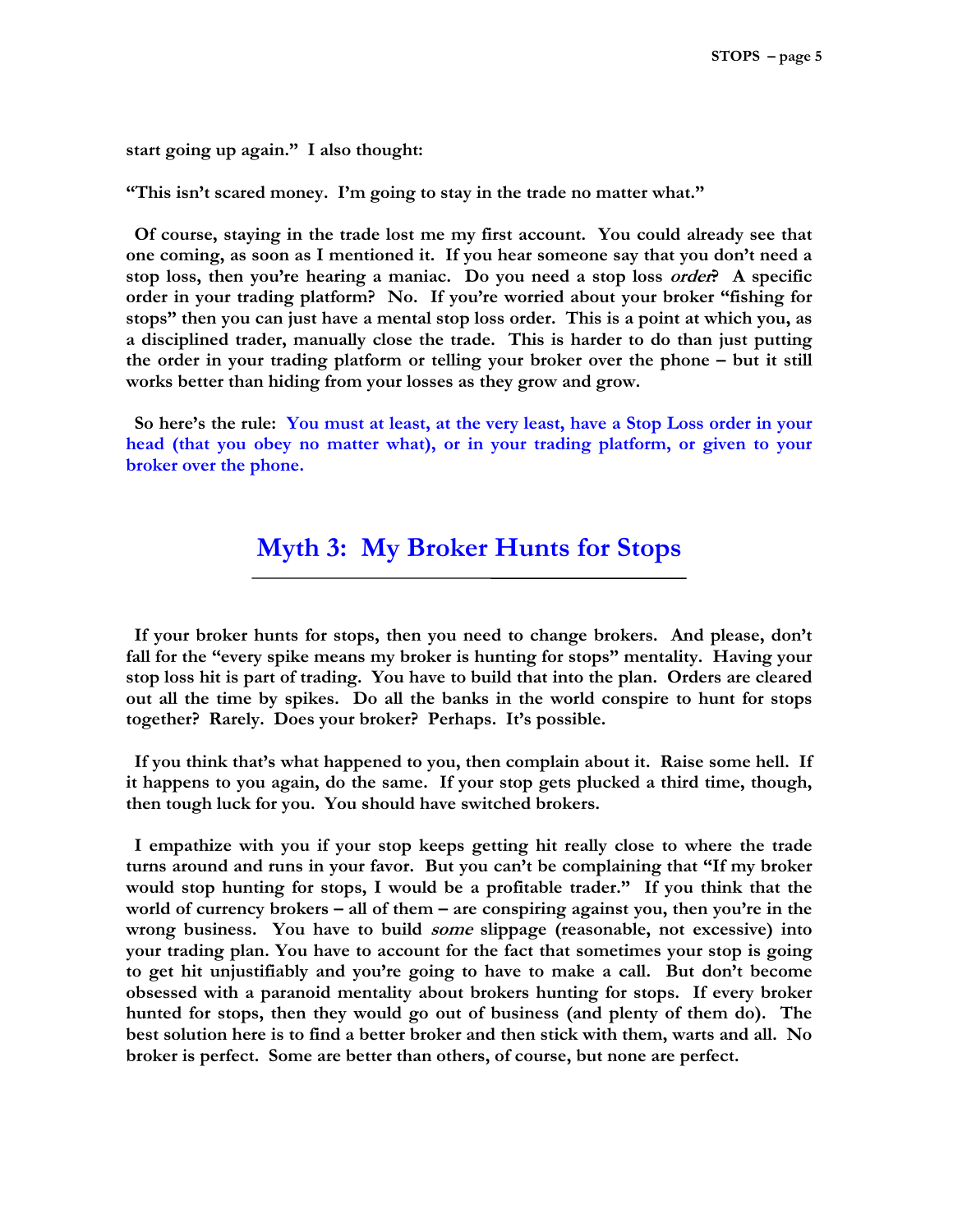**start going up again." I also thought:**

**"This isn't scared money. I'm going to stay in the trade no matter what."**

**Of course, staying in the trade lost me my first account. You could already see that one coming, as soon as I mentioned it. If you hear someone say that you don't need a stop loss, then you're hearing a maniac. Do you need a stop loss *order*? A specific order in your trading platform? No. If you're worried about your broker "fishing for stops" then you can just have a mental stop loss order. This is a point at which you, as a disciplined trader, manually close the trade. This is harder to do than just putting the order in your trading platform or telling your broker over the phone – but it still works better than hiding from your losses as they grow and grow.**

**So here's the rule: You must at least, at the very least, have a Stop Loss order in your head (that you obey no matter what), or in your trading platform, or given to your broker over the phone.**

## Myth 3: My Broker Hunts for Stops

**If your broker hunts for stops, then you need to change brokers. And please, don't fall for the "every spike means my broker is hunting for stops" mentality. Having your stop loss hit is part of trading. You have to build that into the plan. Orders are cleared out all the time by spikes. Do all the banks in the world conspire to hunt for stops together? Rarely. Does your broker? Perhaps. It's possible.**

**If you think that's what happened to you, then complain about it. Raise some hell. If it happens to you again, do the same. If your stop gets plucked a third time, though, then tough luck for you. You should have switched brokers.**

**I empathize with you if your stop keeps getting hit really close to where the trade turns around and runs in your favor. But you can't be complaining that "If my broker would stop hunting for stops, I would be a profitable trader." If you think that the world of currency brokers – all of them – are conspiring against you, then you're in the wrong business. You have to build *some* slippage (reasonable, not excessive) into your trading plan. You have to account for the fact that sometimes your stop is going to get hit unjustifiably and you're going to have to make a call. But don't become obsessed with a paranoid mentality about brokers hunting for stops. If every broker hunted for stops, then they would go out of business (and plenty of them do). The best solution here is to find a better broker and then stick with them, warts and all. No broker is perfect. Some are better than others, of course, but none are perfect.**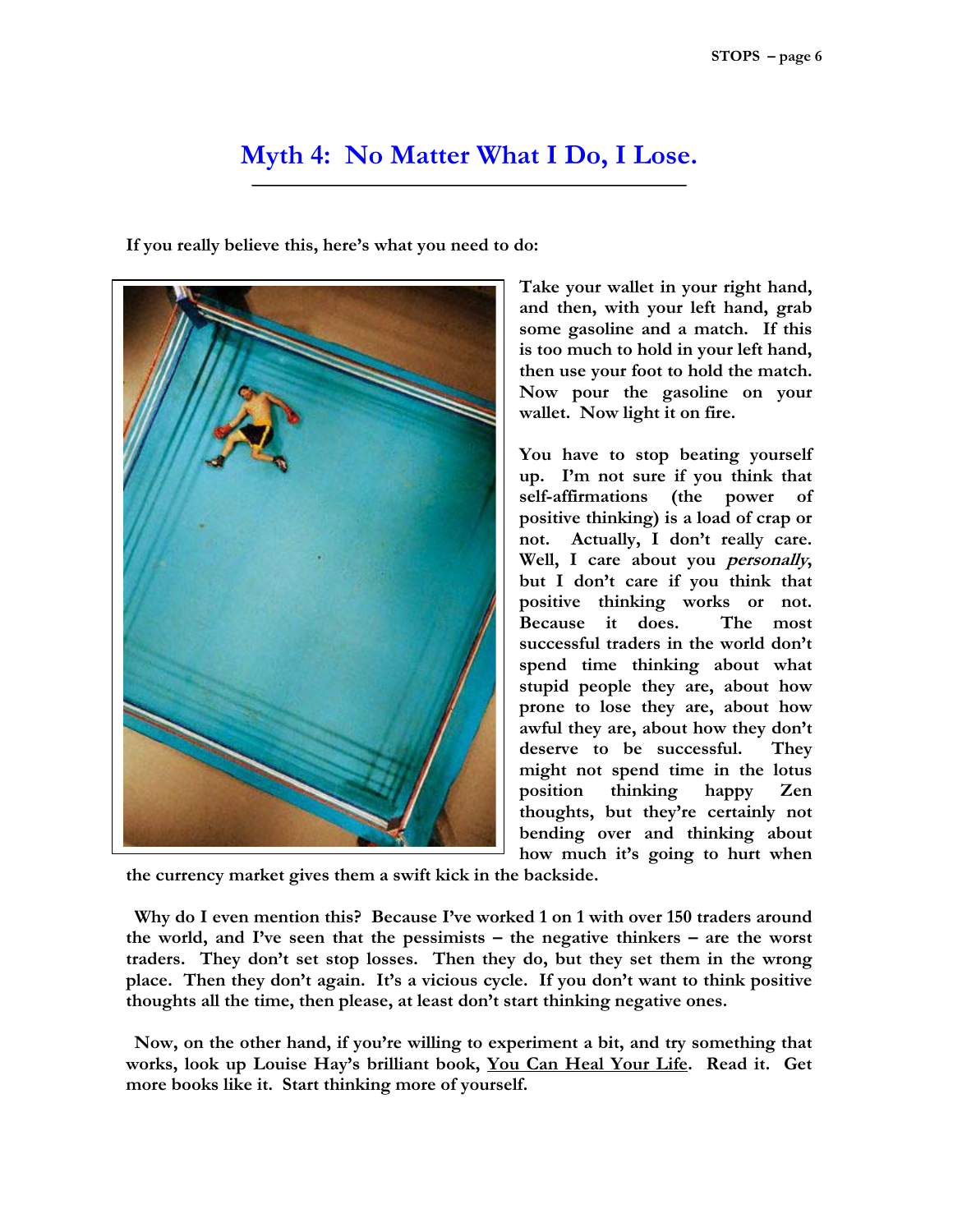# Myth 4: No Matter What I Do, I Lose.

**If you really believe this, here's what you need to do:**

**Take your wallet in your right hand, and then, with your left hand, grab some gasoline and a match. If this is too much to hold in your left hand, then use your foot to hold the match. Now pour the gasoline on your wallet. Now light it on fire.**

**You have to stop beating yourself up. I'm not sure if you think that self-affirmations (the power of positive thinking) is a load of crap or not. Actually, I don't really care. Well, I care about you *personally*, but I don't care if you think that positive thinking works or not. Because it does. The most successful traders in the world don't spend time thinking about what stupid people they are, about how prone to lose they are, about how awful they are, about how they don't deserve to be successful. They might not spend time in the lotus position thinking happy Zen thoughts, but they're certainly not bending over and thinking about how much it's going to hurt when the currency market gives them a swift kick in the backside.**

**Why do I even mention this? Because I've worked 1 on 1 with over 150 traders around the world, and I've seen that the pessimists – the negative thinkers – are the worst traders. They don't set stop losses. Then they do, but they set them in the wrong place. Then they don't again. It's a vicious cycle. If you don't want to think positive thoughts all the time, then please, at least don't start thinking negative ones.**

**Now, on the other hand, if you're willing to experiment a bit, and try something that works, look up Louise Hay's brilliant book, <u>You Can Heal Your Life</u>. Read it. Get more books like it. Start thinking more of yourself.**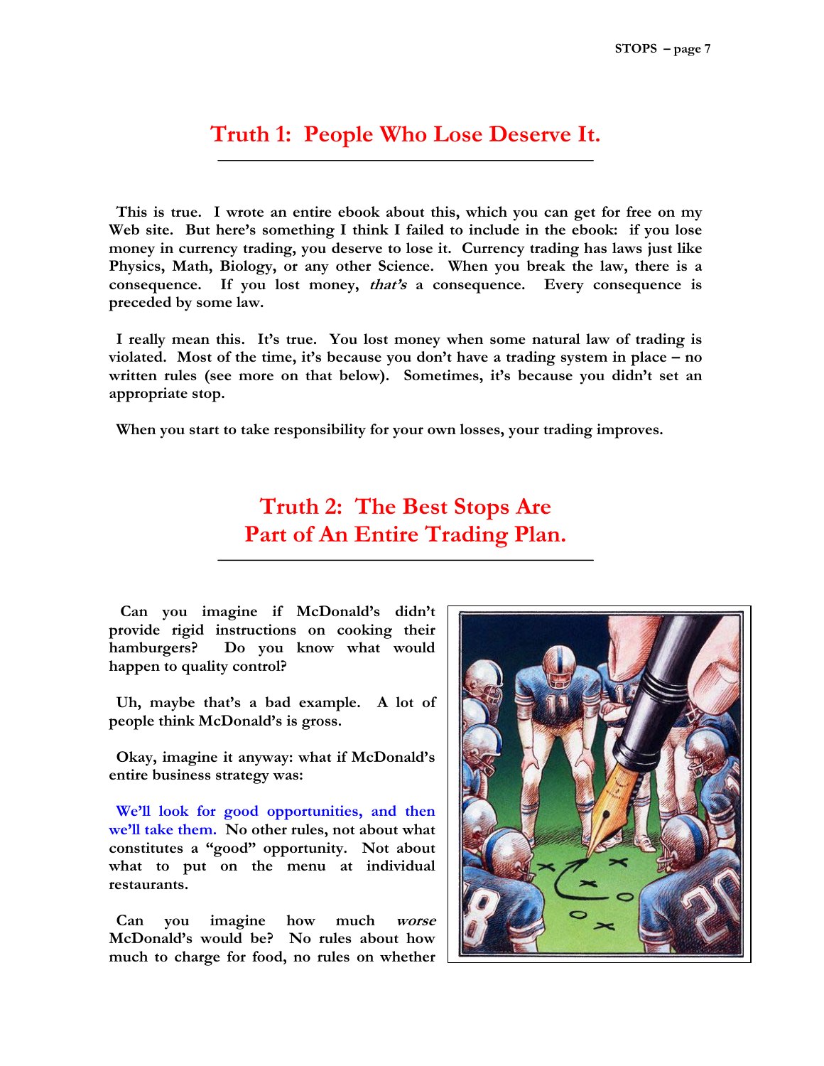## Truth 1: People Who Lose Deserve It.

**This is true. I wrote an entire ebook about this, which you can get for free on my Web site. But here's something I think I failed to include in the ebook: if you lose money in currency trading, you deserve to lose it. Currency trading has laws just like Physics, Math, Biology, or any other Science. When you break the law, there is a consequence. If you lost money, *that's* a consequence. Every consequence is preceded by some law.**

**I really mean this. It's true. You lost money when some natural law of trading is violated. Most of the time, it's because you don't have a trading system in place – no written rules (see more on that below). Sometimes, it's because you didn't set an appropriate stop.**

**When you start to take responsibility for your own losses, your trading improves.**

## Truth 2: The Best Stops Are Part of An Entire Trading Plan.

**Can you imagine if McDonald's didn't provide rigid instructions on cooking their hamburgers? Do you know what would happen to quality control?**

**Uh, maybe that's a bad example. A lot of people think McDonald's is gross.**

**Okay, imagine it anyway: what if McDonald's entire business strategy was:**

**We'll look for good opportunities, and then we'll take them. No other rules, not about what constitutes a "good" opportunity. Not about what to put on the menu at individual restaurants.**

**Can you imagine how much *worse* McDonald's would be? No rules about how much to charge for food, no rules on whether**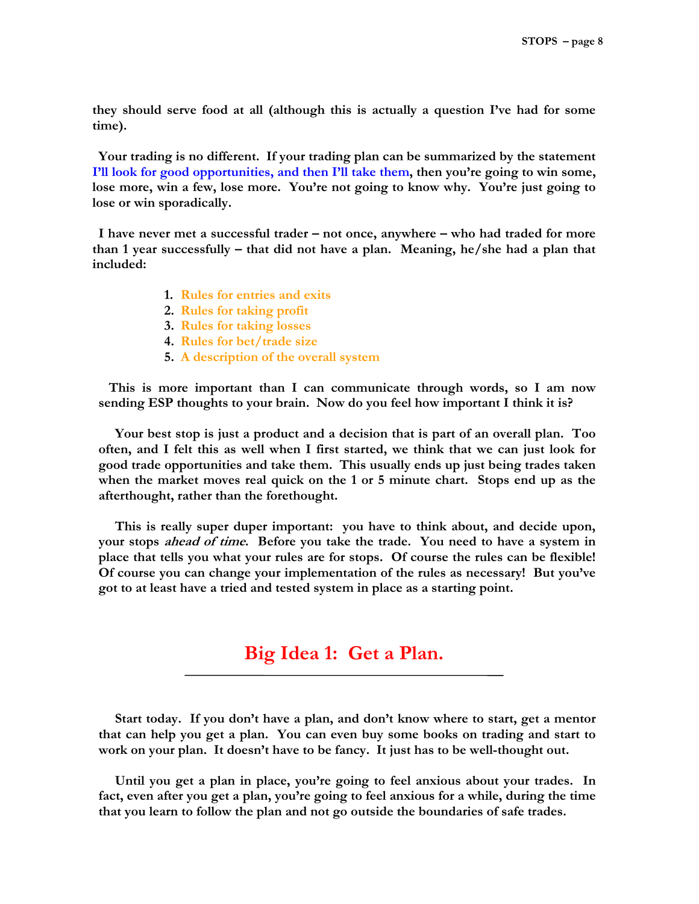they should serve food at all (although this is actually a question I've had for some time).

Your trading is no different. If your trading plan can be summarized by the statement I'll look for good opportunities, and then I'll take them, then you're going to win some, lose more, win a few, lose more. You're not going to know why. You're just going to lose or win sporadically.

I have never met a successful trader – not once, anywhere – who had traded for more than 1 year successfully – that did not have a plan. Meaning, he/she had a plan that included:

1. Rules for entries and exits
2. Rules for taking profit
3. Rules for taking losses
4. Rules for bet/trade size
5. A description of the overall system

This is more important than I can communicate through words, so I am now sending ESP thoughts to your brain. Now do you feel how important I think it is?

Your best stop is just a product and a decision that is part of an overall plan. Too often, and I felt this as well when I first started, we think that we can just look for good trade opportunities and take them. This usually ends up just being trades taken when the market moves real quick on the 1 or 5 minute chart. Stops end up as the afterthought, rather than the forethought.

This is really super duper important: you have to think about, and decide upon, your stops *ahead of time*. Before you take the trade. You need to have a system in place that tells you what your rules are for stops. Of course the rules can be flexible! Of course you can change your implementation of the rules as necessary! But you've got to at least have a tried and tested system in place as a starting point.

## Big Idea 1: Get a Plan.

Start today. If you don't have a plan, and don't know where to start, get a mentor that can help you get a plan. You can even buy some books on trading and start to work on your plan. It doesn't have to be fancy. It just has to be well-thought out.

Until you get a plan in place, you're going to feel anxious about your trades. In fact, even after you get a plan, you're going to feel anxious for a while, during the time that you learn to follow the plan and not go outside the boundaries of safe trades.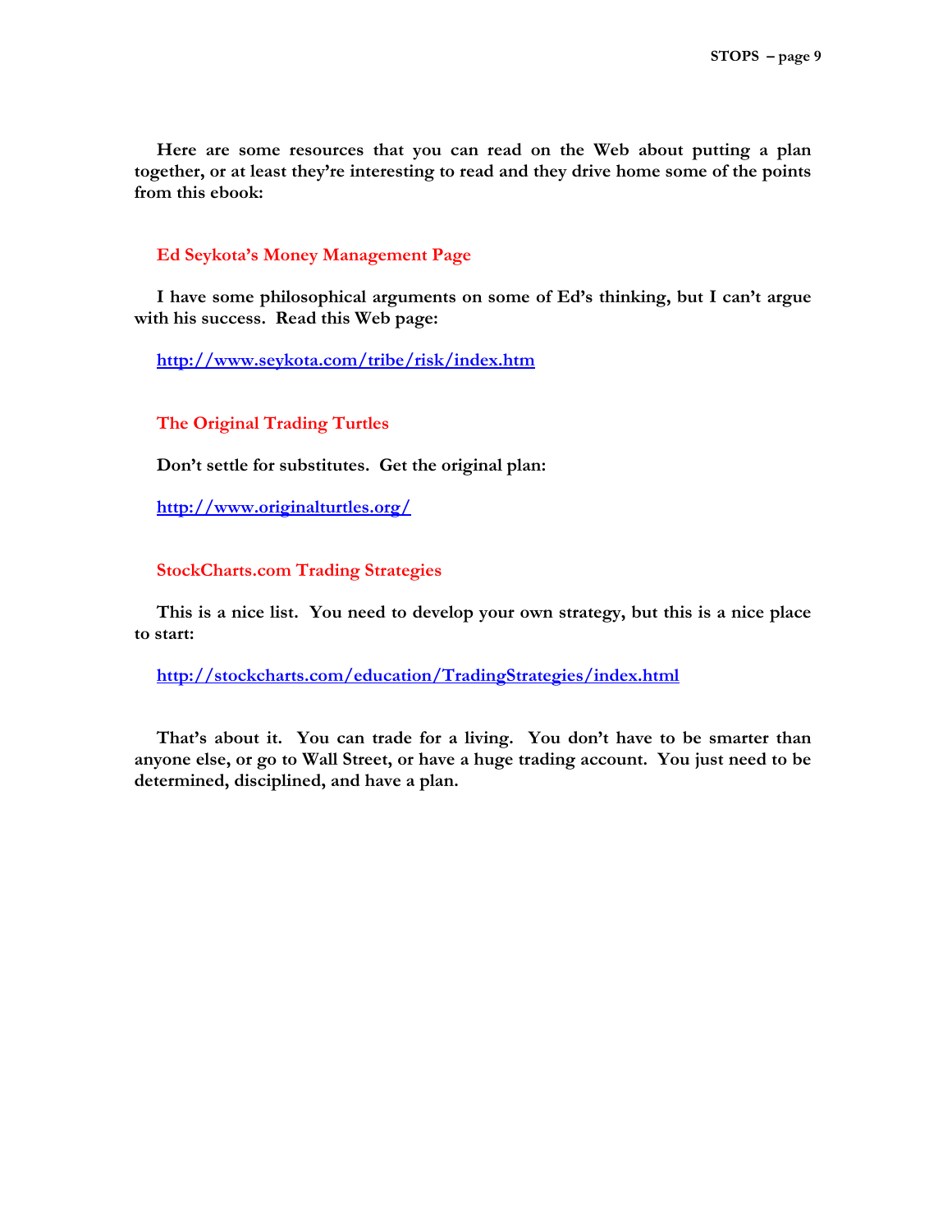**Here are some resources that you can read on the Web about putting a plan together, or at least they're interesting to read and they drive home some of the points from this ebook:**

### Ed Seykota's Money Management Page

**I have some philosophical arguments on some of Ed's thinking, but I can't argue with his success. Read this Web page:**

**[http://www.seykota.com/tribe/risk/index.htm](http://www.seykota.com/tribe/risk/index.htm)**

### The Original Trading Turtles

**Don't settle for substitutes. Get the original plan:**

**[http://www.originalturtles.org/](http://www.originalturtles.org/)**

### StockCharts.com Trading Strategies

**This is a nice list. You need to develop your own strategy, but this is a nice place to start:**

**[http://stockcharts.com/education/TradingStrategies/index.html](http://stockcharts.com/education/TradingStrategies/index.html)**

**That's about it. You can trade for a living. You don't have to be smarter than anyone else, or go to Wall Street, or have a huge trading account. You just need to be determined, disciplined, and have a plan.**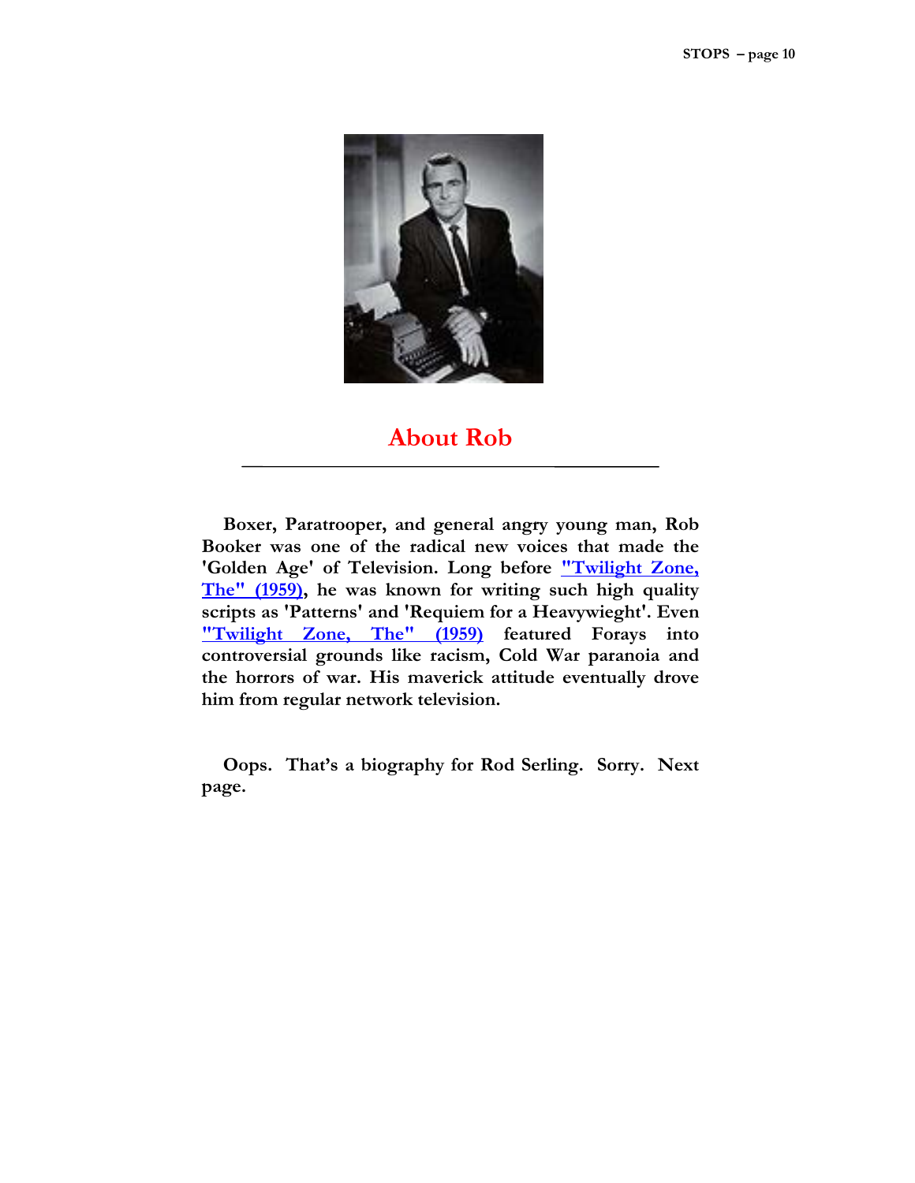## About Rob

Boxer, Paratrooper, and general angry young man, Rob Booker was one of the radical new voices that made the 'Golden Age' of Television. Long before "Twilight Zone, The" (1959), he was known for writing such high quality scripts as 'Patterns' and 'Requiem for a Heavywieght'. Even "Twilight Zone, The" (1959) featured Forays into controversial grounds like racism, Cold War paranoia and the horrors of war. His maverick attitude eventually drove him from regular network television.

Oops. That's a biography for Rod Serling. Sorry. Next page.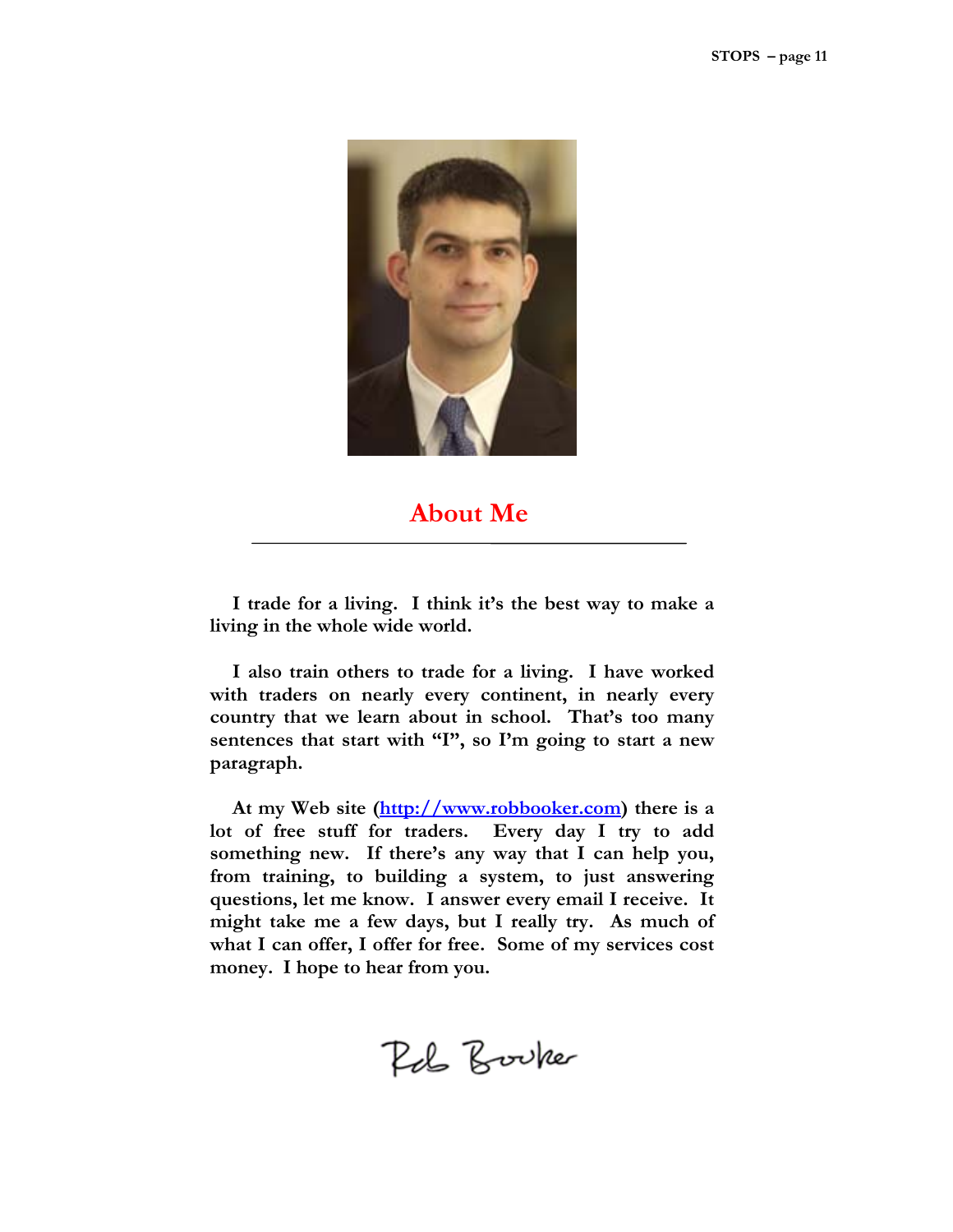## About Me

I trade for a living. I think it's the best way to make a living in the whole wide world.

I also train others to trade for a living. I have worked with traders on nearly every continent, in nearly every country that we learn about in school. That's too many sentences that start with "I", so I'm going to start a new paragraph.

At my Web site ([http://www.robbooker.com](http://www.robbooker.com)) there is a lot of free stuff for traders. Every day I try to add something new. If there's any way that I can help you, from training, to building a system, to just answering questions, let me know. I answer every email I receive. It might take me a few days, but I really try. As much of what I can offer, I offer for free. Some of my services cost money. I hope to hear from you.

Rob Booker